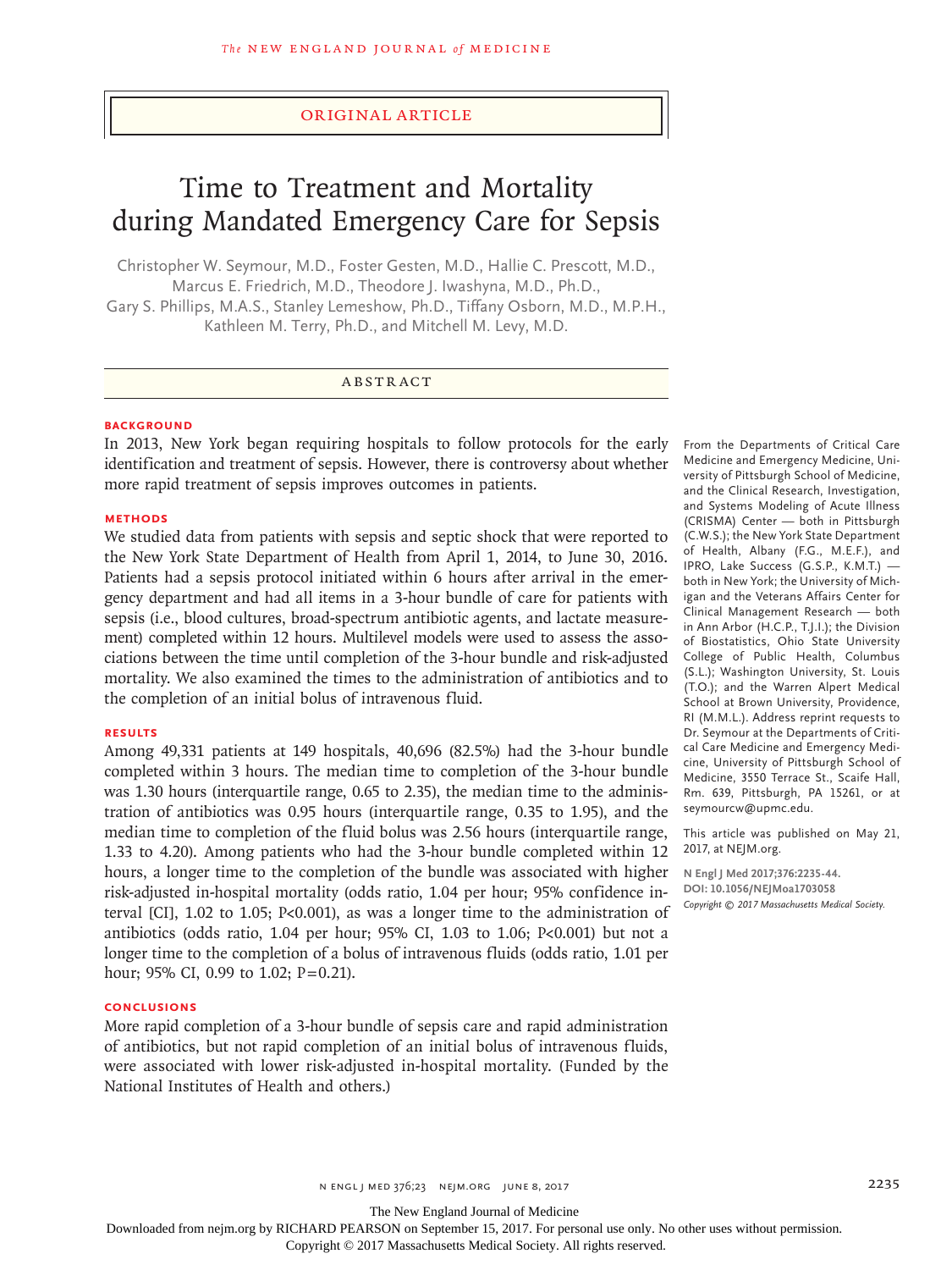ORIGINAL ARTICLE

# Time to Treatment and Mortality during Mandated Emergency Care for Sepsis

Christopher W. Seymour, M.D., Foster Gesten, M.D., Hallie C. Prescott, M.D., Marcus E. Friedrich, M.D., Theodore J. Iwashyna, M.D., Ph.D., Gary S. Phillips, M.A.S., Stanley Lemeshow, Ph.D., Tiffany Osborn, M.D., M.P.H., Kathleen M. Terry, Ph.D., and Mitchell M. Levy, M.D.

## ABSTRACT

### BACKGROUND

In 2013, New York began requiring hospitals to follow protocols for the early identification and treatment of sepsis. However, there is controversy about whether more rapid treatment of sepsis improves outcomes in patients.

### METHODS

We studied data from patients with sepsis and septic shock that were reported to the New York State Department of Health from April 1, 2014, to June 30, 2016. Patients had a sepsis protocol initiated within 6 hours after arrival in the emergency department and had all items in a 3-hour bundle of care for patients with sepsis (i.e., blood cultures, broad-spectrum antibiotic agents, and lactate measurement) completed within 12 hours. Multilevel models were used to assess the associations between the time until completion of the 3-hour bundle and risk-adjusted mortality. We also examined the times to the administration of antibiotics and to the completion of an initial bolus of intravenous fluid.

### RESULTS

Among 49,331 patients at 149 hospitals, 40,696 (82.5%) had the 3-hour bundle completed within 3 hours. The median time to completion of the 3-hour bundle was 1.30 hours (interquartile range, 0.65 to 2.35), the median time to the administration of antibiotics was 0.95 hours (interquartile range, 0.35 to 1.95), and the median time to completion of the fluid bolus was 2.56 hours (interquartile range, 1.33 to 4.20). Among patients who had the 3-hour bundle completed within 12 hours, a longer time to the completion of the bundle was associated with higher risk-adjusted in-hospital mortality (odds ratio, 1.04 per hour; 95% confidence interval [CI], 1.02 to 1.05; $P<0.001$), as was a longer time to the administration of antibiotics (odds ratio, 1.04 per hour; 95% CI, 1.03 to 1.06; $P<0.001$) but not a longer time to the completion of a bolus of intravenous fluids (odds ratio, 1.01 per hour; 95% CI, 0.99 to 1.02; $P=0.21$).

### CONCLUSIONS

More rapid completion of a 3-hour bundle of sepsis care and rapid administration of antibiotics, but not rapid completion of an initial bolus of intravenous fluids, were associated with lower risk-adjusted in-hospital mortality. (Funded by the National Institutes of Health and others.)

From the Departments of Critical Care Medicine and Emergency Medicine, University of Pittsburgh School of Medicine, and the Clinical Research, Investigation, and Systems Modeling of Acute Illness (CRISMA) Center — both in Pittsburgh (C.W.S.); the New York State Department of Health, Albany (F.G., M.E.F.), and IPRO, Lake Success (G.S.P., K.M.T.) — both in New York; the University of Michigan and the Veterans Affairs Center for Clinical Management Research — both in Ann Arbor (H.C.P., T.J.I.); the Division of Biostatistics, Ohio State University College of Public Health, Columbus (S.L.); Washington University, St. Louis (T.O.); and the Warren Alpert Medical School at Brown University, Providence, RI (M.M.L.). Address reprint requests to Dr. Seymour at the Departments of Critical Care Medicine and Emergency Medicine, University of Pittsburgh School of Medicine, 3550 Terrace St., Scaife Hall, Rm. 639, Pittsburgh, PA 15261, or at seymourcw@upmc.edu.

This article was published on May 21, 2017, at NEJM.org.

**N Engl J Med 2017;376:2235-44.**
**DOI: 10.1056/NEJMoa1703058**
*Copyright © 2017 Massachusetts Medical Society.*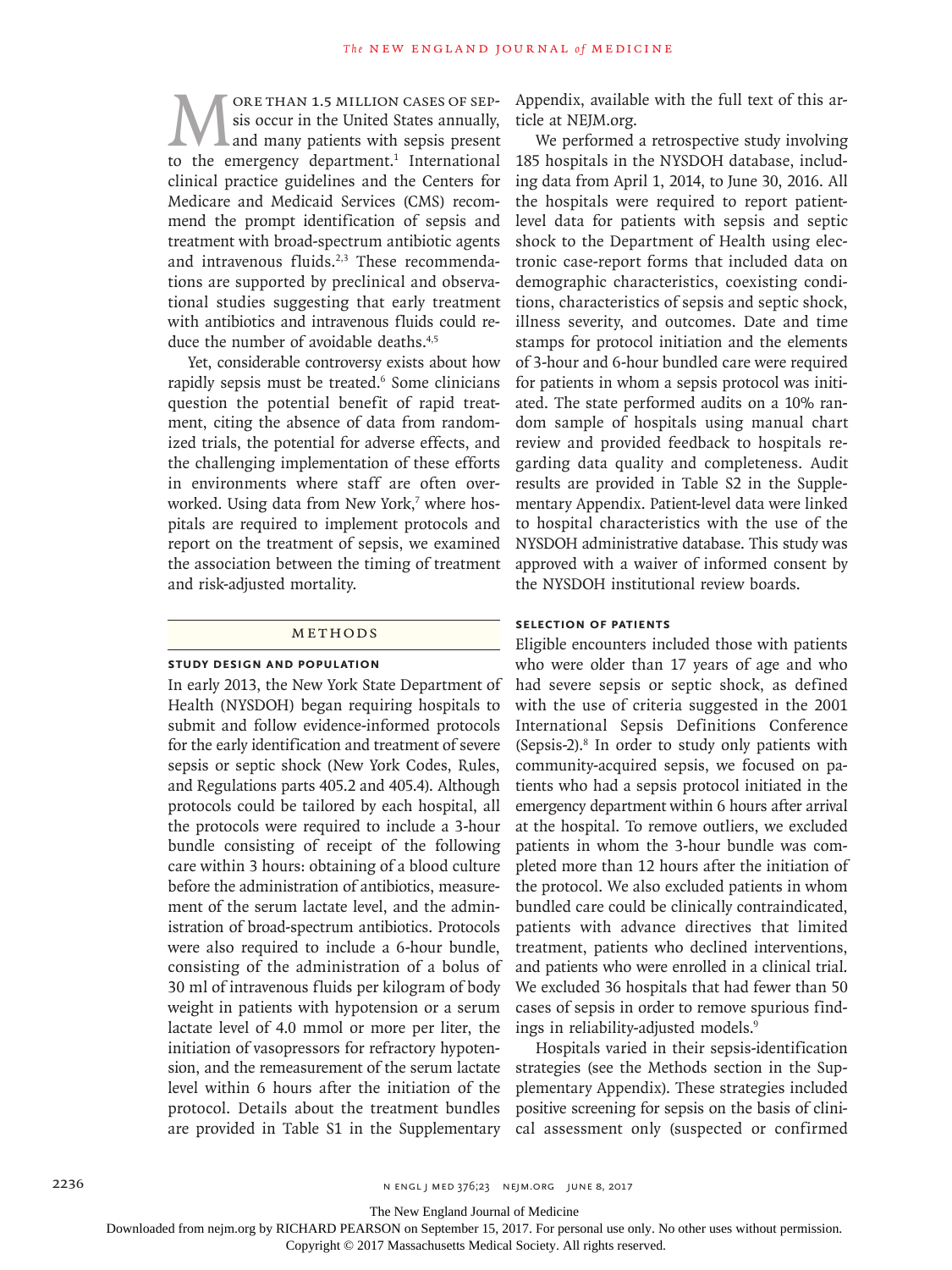More than 1.5 million cases of sepsis occur in the United States annually, and many patients with sepsis present to the emergency department.[1] International clinical practice guidelines and the Centers for Medicare and Medicaid Services (CMS) recommend the prompt identification of sepsis and treatment with broad-spectrum antibiotic agents and intravenous fluids.[2,3] These recommendations are supported by preclinical and observational studies suggesting that early treatment with antibiotics and intravenous fluids could reduce the number of avoidable deaths.[4,5]

Yet, considerable controversy exists about how rapidly sepsis must be treated.[6] Some clinicians question the potential benefit of rapid treatment, citing the absence of data from randomized trials, the potential for adverse effects, and the challenging implementation of these efforts in environments where staff are often overworked. Using data from New York,[7] where hospitals are required to implement protocols and report on the treatment of sepsis, we examined the association between the timing of treatment and risk-adjusted mortality.

## Methods

### Study Design and Population

In early 2013, the New York State Department of Health (NYSDOH) began requiring hospitals to submit and follow evidence-informed protocols for the early identification and treatment of severe sepsis or septic shock (New York Codes, Rules, and Regulations parts 405.2 and 405.4). Although protocols could be tailored by each hospital, all the protocols were required to include a 3-hour bundle consisting of receipt of the following care within 3 hours: obtaining of a blood culture before the administration of antibiotics, measurement of the serum lactate level, and the administration of broad-spectrum antibiotics. Protocols were also required to include a 6-hour bundle, consisting of the administration of a bolus of 30 ml of intravenous fluids per kilogram of body weight in patients with hypotension or a serum lactate level of 4.0 mmol or more per liter, the initiation of vasopressors for refractory hypotension, and the remeasurement of the serum lactate level within 6 hours after the initiation of the protocol. Details about the treatment bundles are provided in Table S1 in the Supplementary Appendix, available with the full text of this article at NEJM.org.

We performed a retrospective study involving 185 hospitals in the NYSDOH database, including data from April 1, 2014, to June 30, 2016. All the hospitals were required to report patient-level data for patients with sepsis and septic shock to the Department of Health using electronic case-report forms that included data on demographic characteristics, coexisting conditions, characteristics of sepsis and septic shock, illness severity, and outcomes. Date and time stamps for protocol initiation and the elements of 3-hour and 6-hour bundled care were required for patients in whom a sepsis protocol was initiated. The state performed audits on a 10% random sample of hospitals using manual chart review and provided feedback to hospitals regarding data quality and completeness. Audit results are provided in Table S2 in the Supplementary Appendix. Patient-level data were linked to hospital characteristics with the use of the NYSDOH administrative database. This study was approved with a waiver of informed consent by the NYSDOH institutional review boards.

### Selection of Patients

Eligible encounters included those with patients who were older than 17 years of age and who had severe sepsis or septic shock, as defined with the use of criteria suggested in the 2001 International Sepsis Definitions Conference (Sepsis-2).[8] In order to study only patients with community-acquired sepsis, we focused on patients who had a sepsis protocol initiated in the emergency department within 6 hours after arrival at the hospital. To remove outliers, we excluded patients in whom the 3-hour bundle was completed more than 12 hours after the initiation of the protocol. We also excluded patients in whom bundled care could be clinically contraindicated, patients with advance directives that limited treatment, patients who declined interventions, and patients who were enrolled in a clinical trial. We excluded 36 hospitals that had fewer than 50 cases of sepsis in order to remove spurious findings in reliability-adjusted models.[9]

Hospitals varied in their sepsis-identification strategies (see the Methods section in the Supplementary Appendix). These strategies included positive screening for sepsis on the basis of clinical assessment only (suspected or confirmed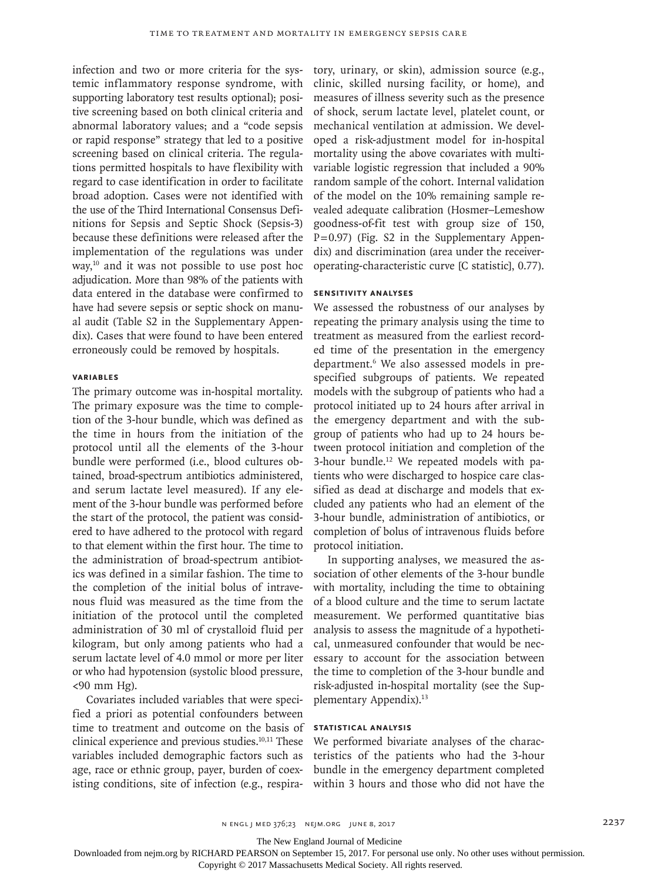infection and two or more criteria for the systemic inflammatory response syndrome, with supporting laboratory test results optional); positive screening based on both clinical criteria and abnormal laboratory values; and a "code sepsis or rapid response" strategy that led to a positive screening based on clinical criteria. The regulations permitted hospitals to have flexibility with regard to case identification in order to facilitate broad adoption. Cases were not identified with the use of the Third International Consensus Definitions for Sepsis and Septic Shock (Sepsis-3) because these definitions were released after the implementation of the regulations was under way,[10] and it was not possible to use post hoc adjudication. More than 98% of the patients with data entered in the database were confirmed to have had severe sepsis or septic shock on manual audit (Table S2 in the Supplementary Appendix). Cases that were found to have been entered erroneously could be removed by hospitals.

### Variables

The primary outcome was in-hospital mortality. The primary exposure was the time to completion of the 3-hour bundle, which was defined as the time in hours from the initiation of the protocol until all the elements of the 3-hour bundle were performed (i.e., blood cultures obtained, broad-spectrum antibiotics administered, and serum lactate level measured). If any element of the 3-hour bundle was performed before the start of the protocol, the patient was considered to have adhered to the protocol with regard to that element within the first hour. The time to the administration of broad-spectrum antibiotics was defined in a similar fashion. The time to the completion of the initial bolus of intravenous fluid was measured as the time from the initiation of the protocol until the completed administration of 30 ml of crystalloid fluid per kilogram, but only among patients who had a serum lactate level of 4.0 mmol or more per liter or who had hypotension (systolic blood pressure, <90 mm Hg).

Covariates included variables that were specified a priori as potential confounders between time to treatment and outcome on the basis of clinical experience and previous studies.[10,11] These variables included demographic factors such as age, race or ethnic group, payer, burden of coexisting conditions, site of infection (e.g., respiratory, urinary, or skin), admission source (e.g., clinic, skilled nursing facility, or home), and measures of illness severity such as the presence of shock, serum lactate level, platelet count, or mechanical ventilation at admission. We developed a risk-adjustment model for in-hospital mortality using the above covariates with multivariable logistic regression that included a 90% random sample of the cohort. Internal validation of the model on the 10% remaining sample revealed adequate calibration (Hosmer–Lemeshow goodness-of-fit test with group size of 150, $P=0.97$) (Fig. S2 in the Supplementary Appendix) and discrimination (area under the receiver-operating-characteristic curve [C statistic], 0.77).

### Sensitivity Analyses

We assessed the robustness of our analyses by repeating the primary analysis using the time to treatment as measured from the earliest recorded time of the presentation in the emergency department.[6] We also assessed models in prespecified subgroups of patients. We repeated models with the subgroup of patients who had a protocol initiated up to 24 hours after arrival in the emergency department and with the subgroup of patients who had up to 24 hours between protocol initiation and completion of the 3-hour bundle.[12] We repeated models with patients who were discharged to hospice care classified as dead at discharge and models that excluded any patients who had an element of the 3-hour bundle, administration of antibiotics, or completion of bolus of intravenous fluids before protocol initiation.

In supporting analyses, we measured the association of other elements of the 3-hour bundle with mortality, including the time to obtaining of a blood culture and the time to serum lactate measurement. We performed quantitative bias analysis to assess the magnitude of a hypothetical, unmeasured confounder that would be necessary to account for the association between the time to completion of the 3-hour bundle and risk-adjusted in-hospital mortality (see the Supplementary Appendix).[13]

### Statistical Analysis

We performed bivariate analyses of the characteristics of the patients who had the 3-hour bundle in the emergency department completed within 3 hours and those who did not have the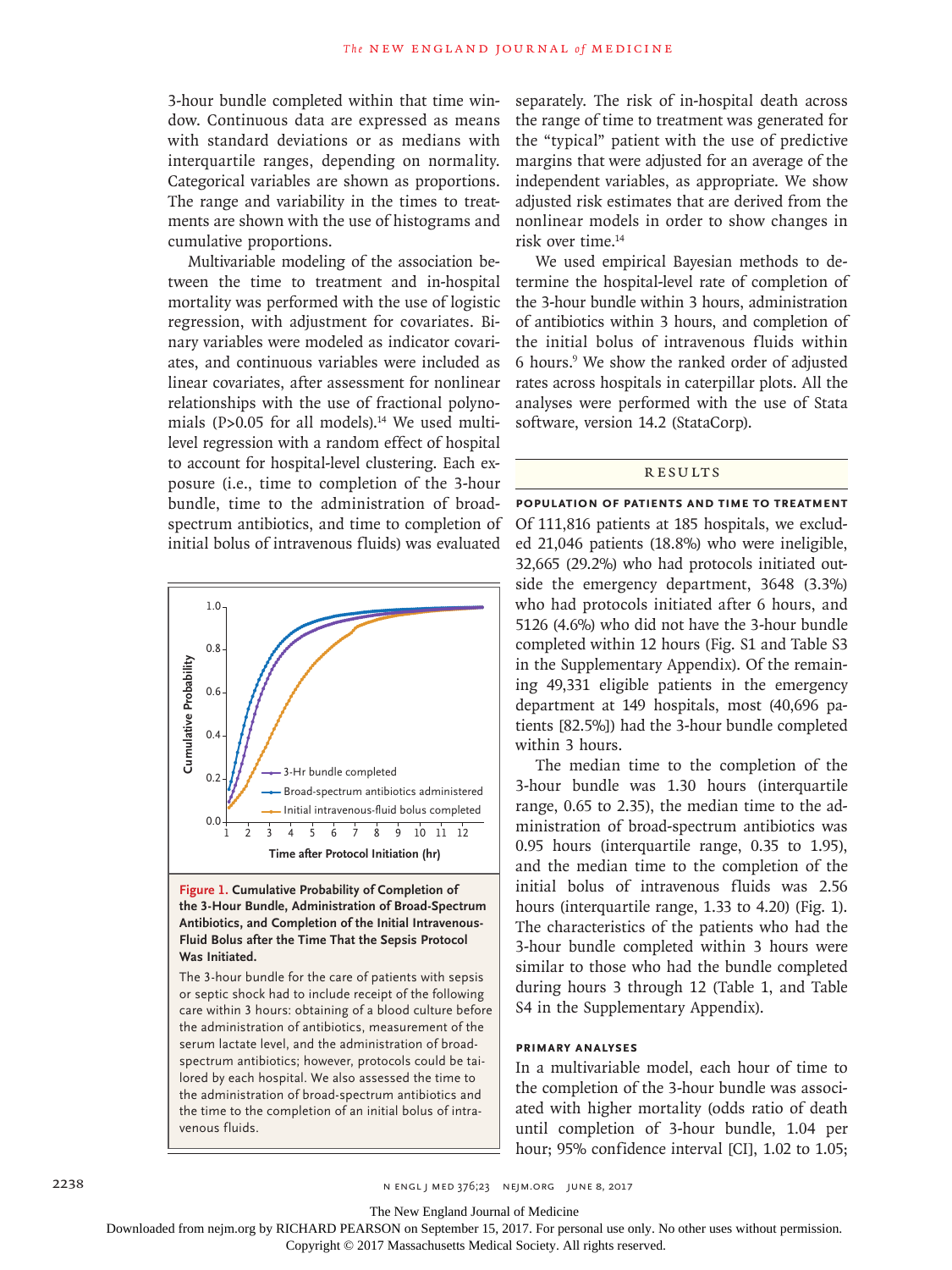3-hour bundle completed within that time window. Continuous data are expressed as means with standard deviations or as medians with interquartile ranges, depending on normality. Categorical variables are shown as proportions. The range and variability in the times to treatments are shown with the use of histograms and cumulative proportions.

Multivariable modeling of the association between the time to treatment and in-hospital mortality was performed with the use of logistic regression, with adjustment for covariates. Binary variables were modeled as indicator covariates, and continuous variables were included as linear covariates, after assessment for nonlinear relationships with the use of fractional polynomials (P>0.05 for all models).[14] We used multilevel regression with a random effect of hospital to account for hospital-level clustering. Each exposure (i.e., time to completion of the 3-hour bundle, time to the administration of broad-spectrum antibiotics, and time to completion of initial bolus of intravenous fluids) was evaluated separately. The risk of in-hospital death across the range of time to treatment was generated for the "typical" patient with the use of predictive margins that were adjusted for an average of the independent variables, as appropriate. We show adjusted risk estimates that are derived from the nonlinear models in order to show changes in risk over time.[14]

We used empirical Bayesian methods to determine the hospital-level rate of completion of the 3-hour bundle within 3 hours, administration of antibiotics within 3 hours, and completion of the initial bolus of intravenous fluids within 6 hours.[9] We show the ranked order of adjusted rates across hospitals in caterpillar plots. All the analyses were performed with the use of Stata software, version 14.2 (StataCorp).

Cumulative Probability
1.0
0.8
0.6
0.4
0.2
0.0
1 2 3 4 5 6 7 8 9 10 11 12
Time after Protocol Initiation (hr)
3-Hr bundle completed
Broad-spectrum antibiotics administered
Initial intravenous-fluid bolus completed

**Figure 1. Cumulative Probability of Completion of the 3-Hour Bundle, Administration of Broad-Spectrum Antibiotics, and Completion of the Initial Intravenous-Fluid Bolus after the Time That the Sepsis Protocol Was Initiated.**

The 3-hour bundle for the care of patients with sepsis or septic shock had to include receipt of the following care within 3 hours: obtaining of a blood culture before the administration of antibiotics, measurement of the serum lactate level, and the administration of broad-spectrum antibiotics; however, protocols could be tailored by each hospital. We also assessed the time to the administration of broad-spectrum antibiotics and the time to the completion of an initial bolus of intravenous fluids.

## RESULTS

### POPULATION OF PATIENTS AND TIME TO TREATMENT

Of 111,816 patients at 185 hospitals, we excluded 21,046 patients (18.8%) who were ineligible, 32,665 (29.2%) who had protocols initiated outside the emergency department, 3648 (3.3%) who had protocols initiated after 6 hours, and 5126 (4.6%) who did not have the 3-hour bundle completed within 12 hours (Fig. S1 and Table S3 in the Supplementary Appendix). Of the remaining 49,331 eligible patients in the emergency department at 149 hospitals, most (40,696 patients [82.5%]) had the 3-hour bundle completed within 3 hours.

The median time to the completion of the 3-hour bundle was 1.30 hours (interquartile range, 0.65 to 2.35), the median time to the administration of broad-spectrum antibiotics was 0.95 hours (interquartile range, 0.35 to 1.95), and the median time to the completion of the initial bolus of intravenous fluids was 2.56 hours (interquartile range, 1.33 to 4.20) (Fig. 1). The characteristics of the patients who had the 3-hour bundle completed within 3 hours were similar to those who had the bundle completed during hours 3 through 12 (Table 1, and Table S4 in the Supplementary Appendix).

### PRIMARY ANALYSES

In a multivariable model, each hour of time to the completion of the 3-hour bundle was associated with higher mortality (odds ratio of death until completion of 3-hour bundle, 1.04 per hour; 95% confidence interval [CI], 1.02 to 1.05;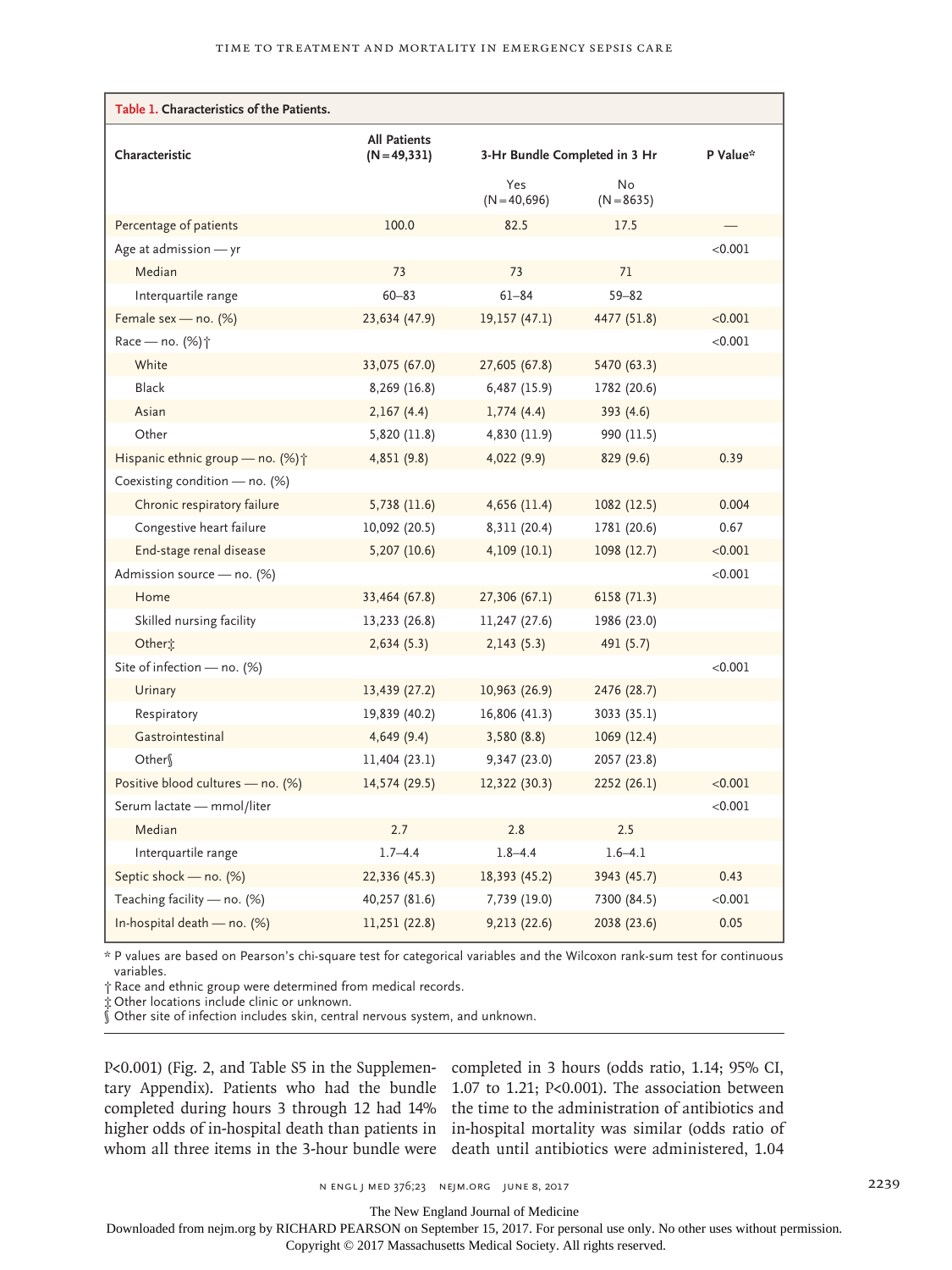**Table 1. Characteristics of the Patients.**

| Characteristic | All Patients (N=49,331) | 3-Hr Bundle Completed in 3 Hr | | P Value* |
|---|---|---|---|---|
| | | Yes (N=40,696) | No (N=8635) | |
| Percentage of patients | 100.0 | 82.5 | 17.5 | — |
| Age at admission — yr | | | | <0.001 |
| Median | 73 | 73 | 71 | |
| Interquartile range | 60–83 | 61–84 | 59–82 | |
| Female sex — no. (%) | 23,634 (47.9) | 19,157 (47.1) | 4477 (51.8) | <0.001 |
| Race — no. (%)† | | | | <0.001 |
| White | 33,075 (67.0) | 27,605 (67.8) | 5470 (63.3) | |
| Black | 8,269 (16.8) | 6,487 (15.9) | 1782 (20.6) | |
| Asian | 2,167 (4.4) | 1,774 (4.4) | 393 (4.6) | |
| Other | 5,820 (11.8) | 4,830 (11.9) | 990 (11.5) | |
| Hispanic ethnic group — no. (%)† | 4,851 (9.8) | 4,022 (9.9) | 829 (9.6) | 0.39 |
| Coexisting condition — no. (%) | | | | |
| Chronic respiratory failure | 5,738 (11.6) | 4,656 (11.4) | 1082 (12.5) | 0.004 |
| Congestive heart failure | 10,092 (20.5) | 8,311 (20.4) | 1781 (20.6) | 0.67 |
| End-stage renal disease | 5,207 (10.6) | 4,109 (10.1) | 1098 (12.7) | <0.001 |
| Admission source — no. (%) | | | | <0.001 |
| Home | 33,464 (67.8) | 27,306 (67.1) | 6158 (71.3) | |
| Skilled nursing facility | 13,233 (26.8) | 11,247 (27.6) | 1986 (23.0) | |
| Other‡ | 2,634 (5.3) | 2,143 (5.3) | 491 (5.7) | |
| Site of infection — no. (%) | | | | <0.001 |
| Urinary | 13,439 (27.2) | 10,963 (26.9) | 2476 (28.7) | |
| Respiratory | 19,839 (40.2) | 16,806 (41.3) | 3033 (35.1) | |
| Gastrointestinal | 4,649 (9.4) | 3,580 (8.8) | 1069 (12.4) | |
| Other§ | 11,404 (23.1) | 9,347 (23.0) | 2057 (23.8) | |
| Positive blood cultures — no. (%) | 14,574 (29.5) | 12,322 (30.3) | 2252 (26.1) | <0.001 |
| Serum lactate — mmol/liter | | | | <0.001 |
| Median | 2.7 | 2.8 | 2.5 | |
| Interquartile range | 1.7–4.4 | 1.8–4.4 | 1.6–4.1 | |
| Septic shock — no. (%) | 22,336 (45.3) | 18,393 (45.2) | 3943 (45.7) | 0.43 |
| Teaching facility — no. (%) | 40,257 (81.6) | 7,739 (19.0) | 7300 (84.5) | <0.001 |
| In-hospital death — no. (%) | 11,251 (22.8) | 9,213 (22.6) | 2038 (23.6) | 0.05 |

\* P values are based on Pearson's chi-square test for categorical variables and the Wilcoxon rank-sum test for continuous variables.

† Race and ethnic group were determined from medical records.

‡ Other locations include clinic or unknown.

§ Other site of infection includes skin, central nervous system, and unknown.

P<0.001) (Fig. 2, and Table S5 in the Supplementary Appendix). Patients who had the bundle completed during hours 3 through 12 had 14% higher odds of in-hospital death than patients in whom all three items in the 3-hour bundle were completed in 3 hours (odds ratio, 1.14; 95% CI, 1.07 to 1.21; P<0.001). The association between the time to the administration of antibiotics and in-hospital mortality was similar (odds ratio of death until antibiotics were administered, 1.04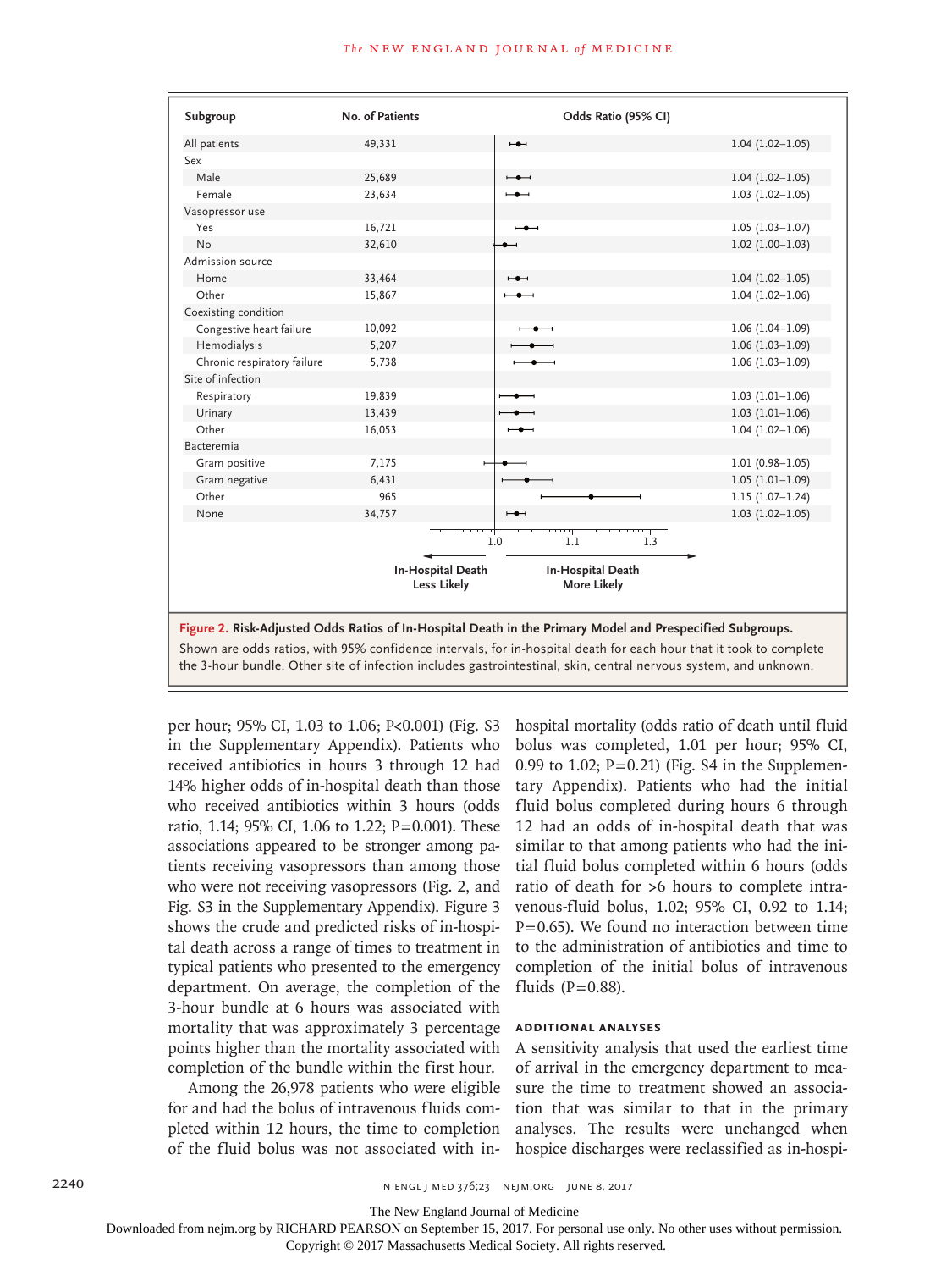Subgroup No. of Patients Odds Ratio (95% CI)

All patients 49,331 1.04 (1.02–1.05)

Sex

Male 25,689 1.04 (1.02–1.05)

Female 23,634 1.03 (1.02–1.05)

Vasopressor use

Yes 16,721 1.05 (1.03–1.07)

No 32,610 1.02 (1.00–1.03)

Admission source

Home 33,464 1.04 (1.02–1.05)

Other 15,867 1.04 (1.02–1.06)

Coexisting condition

Congestive heart failure 10,092 1.06 (1.04–1.09)

Hemodialysis 5,207 1.06 (1.03–1.09)

Chronic respiratory failure 5,738 1.06 (1.03–1.09)

Site of infection

Respiratory 19,839 1.03 (1.01–1.06)

Urinary 13,439 1.03 (1.01–1.06)

Other 16,053 1.04 (1.02–1.06)

Bacteremia

Gram positive 7,175 1.01 (0.98–1.05)

Gram negative 6,431 1.05 (1.01–1.09)

Other 965 1.15 (1.07–1.24)

None 34,757 1.03 (1.02–1.05)

1.0 1.1 1.3

In-Hospital Death Less Likely

In-Hospital Death More Likely

**Figure 2. Risk-Adjusted Odds Ratios of In-Hospital Death in the Primary Model and Prespecified Subgroups.**

Shown are odds ratios, with 95% confidence intervals, for in-hospital death for each hour that it took to complete the 3-hour bundle. Other site of infection includes gastrointestinal, skin, central nervous system, and unknown.

per hour; 95% CI, 1.03 to 1.06; P<0.001) (Fig. S3 in the Supplementary Appendix). Patients who received antibiotics in hours 3 through 12 had 14% higher odds of in-hospital death than those who received antibiotics within 3 hours (odds ratio, 1.14; 95% CI, 1.06 to 1.22; P=0.001). These associations appeared to be stronger among patients receiving vasopressors than among those who were not receiving vasopressors (Fig. 2, and Fig. S3 in the Supplementary Appendix). Figure 3 shows the crude and predicted risks of in-hospital death across a range of times to treatment in typical patients who presented to the emergency department. On average, the completion of the 3-hour bundle at 6 hours was associated with mortality that was approximately 3 percentage points higher than the mortality associated with completion of the bundle within the first hour.

Among the 26,978 patients who were eligible for and had the bolus of intravenous fluids completed within 12 hours, the time to completion of the fluid bolus was not associated with in-hospital mortality (odds ratio of death until fluid bolus was completed, 1.01 per hour; 95% CI, 0.99 to 1.02; P=0.21) (Fig. S4 in the Supplementary Appendix). Patients who had the initial fluid bolus completed during hours 6 through 12 had an odds of in-hospital death that was similar to that among patients who had the initial fluid bolus completed within 6 hours (odds ratio of death for >6 hours to complete intravenous-fluid bolus, 1.02; 95% CI, 0.92 to 1.14; P=0.65). We found no interaction between time to the administration of antibiotics and time to completion of the initial bolus of intravenous fluids (P=0.88).

### ADDITIONAL ANALYSES

A sensitivity analysis that used the earliest time of arrival in the emergency department to measure the time to treatment showed an association that was similar to that in the primary analyses. The results were unchanged when hospice discharges were reclassified as in-hospi-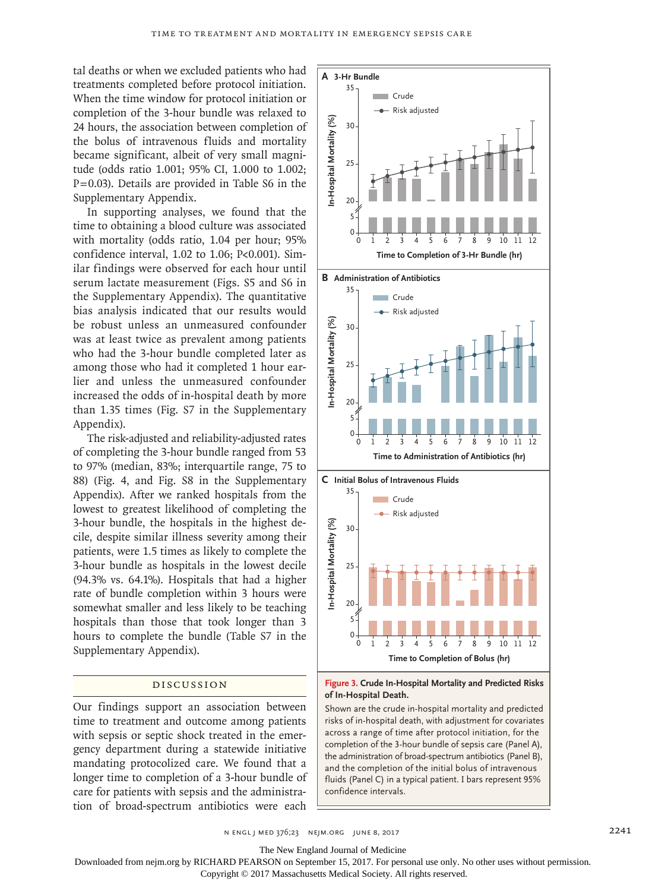tal deaths or when we excluded patients who had treatments completed before protocol initiation. When the time window for protocol initiation or completion of the 3-hour bundle was relaxed to 24 hours, the association between completion of the bolus of intravenous fluids and mortality became significant, albeit of very small magnitude (odds ratio 1.001; 95% CI, 1.000 to 1.002; P=0.03). Details are provided in Table S6 in the Supplementary Appendix.

In supporting analyses, we found that the time to obtaining a blood culture was associated with mortality (odds ratio, 1.04 per hour; 95% confidence interval, 1.02 to 1.06; P<0.001). Similar findings were observed for each hour until serum lactate measurement (Figs. S5 and S6 in the Supplementary Appendix). The quantitative bias analysis indicated that our results would be robust unless an unmeasured confounder was at least twice as prevalent among patients who had the 3-hour bundle completed later as among those who had it completed 1 hour earlier and unless the unmeasured confounder increased the odds of in-hospital death by more than 1.35 times (Fig. S7 in the Supplementary Appendix).

The risk-adjusted and reliability-adjusted rates of completing the 3-hour bundle ranged from 53 to 97% (median, 83%; interquartile range, 75 to 88) (Fig. 4, and Fig. S8 in the Supplementary Appendix). After we ranked hospitals from the lowest to greatest likelihood of completing the 3-hour bundle, the hospitals in the highest decile, despite similar illness severity among their patients, were 1.5 times as likely to complete the 3-hour bundle as hospitals in the lowest decile (94.3% vs. 64.1%). Hospitals that had a higher rate of bundle completion within 3 hours were somewhat smaller and less likely to be teaching hospitals than those that took longer than 3 hours to complete the bundle (Table S7 in the Supplementary Appendix).

A 3-Hr Bundle

Crude
Risk adjusted

In-Hospital Mortality (%)

35
30
25
20
5
0

0 1 2 3 4 5 6 7 8 9 10 11 12

Time to Completion of 3-Hr Bundle (hr)

B Administration of Antibiotics

Crude
Risk adjusted

In-Hospital Mortality (%)

35
30
25
20
5
0

0 1 2 3 4 5 6 7 8 9 10 11 12

Time to Administration of Antibiotics (hr)

C Initial Bolus of Intravenous Fluids

Crude
Risk adjusted

In-Hospital Mortality (%)

35
30
25
20
5
0

0 1 2 3 4 5 6 7 8 9 10 11 12

Time to Completion of Bolus (hr)

**Figure 3. Crude In-Hospital Mortality and Predicted Risks of In-Hospital Death.**

Shown are the crude in-hospital mortality and predicted risks of in-hospital death, with adjustment for covariates across a range of time after protocol initiation, for the completion of the 3-hour bundle of sepsis care (Panel A), the administration of broad-spectrum antibiotics (Panel B), and the completion of the initial bolus of intravenous fluids (Panel C) in a typical patient. I bars represent 95% confidence intervals.

## Discussion

Our findings support an association between time to treatment and outcome among patients with sepsis or septic shock treated in the emergency department during a statewide initiative mandating protocolized care. We found that a longer time to completion of a 3-hour bundle of care for patients with sepsis and the administration of broad-spectrum antibiotics were each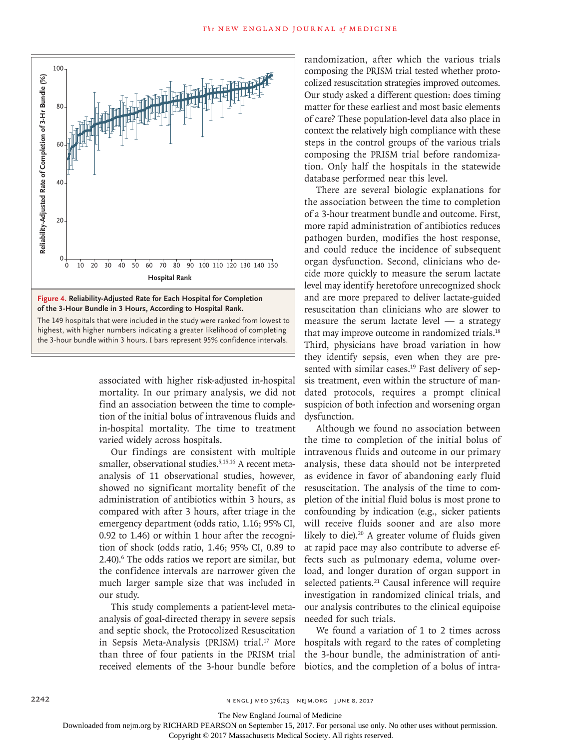**Figure 4.** **Reliability-Adjusted Rate for Each Hospital for Completion of the 3-Hour Bundle in 3 Hours, According to Hospital Rank.**

The 149 hospitals that were included in the study were ranked from lowest to highest, with higher numbers indicating a greater likelihood of completing the 3-hour bundle within 3 hours. I bars represent 95% confidence intervals.

associated with higher risk-adjusted in-hospital mortality. In our primary analysis, we did not find an association between the time to completion of the initial bolus of intravenous fluids and in-hospital mortality. The time to treatment varied widely across hospitals.

Our findings are consistent with multiple smaller, observational studies.[5,15,16] A recent meta-analysis of 11 observational studies, however, showed no significant mortality benefit of the administration of antibiotics within 3 hours, as compared with after 3 hours, after triage in the emergency department (odds ratio, 1.16; 95% CI, 0.92 to 1.46) or within 1 hour after the recognition of shock (odds ratio, 1.46; 95% CI, 0.89 to 2.40).[6] The odds ratios we report are similar, but the confidence intervals are narrower given the much larger sample size that was included in our study.

This study complements a patient-level meta-analysis of goal-directed therapy in severe sepsis and septic shock, the Protocolized Resuscitation in Sepsis Meta-Analysis (PRISM) trial.[17] More than three of four patients in the PRISM trial received elements of the 3-hour bundle before randomization, after which the various trials composing the PRISM trial tested whether protocolized resuscitation strategies improved outcomes. Our study asked a different question: does timing matter for these earliest and most basic elements of care? These population-level data also place in context the relatively high compliance with these steps in the control groups of the various trials composing the PRISM trial before randomization. Only half the hospitals in the statewide database performed near this level.

There are several biologic explanations for the association between the time to completion of a 3-hour treatment bundle and outcome. First, more rapid administration of antibiotics reduces pathogen burden, modifies the host response, and could reduce the incidence of subsequent organ dysfunction. Second, clinicians who decide more quickly to measure the serum lactate level may identify heretofore unrecognized shock and are more prepared to deliver lactate-guided resuscitation than clinicians who are slower to measure the serum lactate level — a strategy that may improve outcome in randomized trials.[18] Third, physicians have broad variation in how they identify sepsis, even when they are presented with similar cases.[19] Fast delivery of sepsis treatment, even within the structure of mandated protocols, requires a prompt clinical suspicion of both infection and worsening organ dysfunction.

Although we found no association between the time to completion of the initial bolus of intravenous fluids and outcome in our primary analysis, these data should not be interpreted as evidence in favor of abandoning early fluid resuscitation. The analysis of the time to completion of the initial fluid bolus is most prone to confounding by indication (e.g., sicker patients will receive fluids sooner and are also more likely to die).[20] A greater volume of fluids given at rapid pace may also contribute to adverse effects such as pulmonary edema, volume overload, and longer duration of organ support in selected patients.[21] Causal inference will require investigation in randomized clinical trials, and our analysis contributes to the clinical equipoise needed for such trials.

We found a variation of 1 to 2 times across hospitals with regard to the rates of completing the 3-hour bundle, the administration of antibiotics, and the completion of a bolus of intra-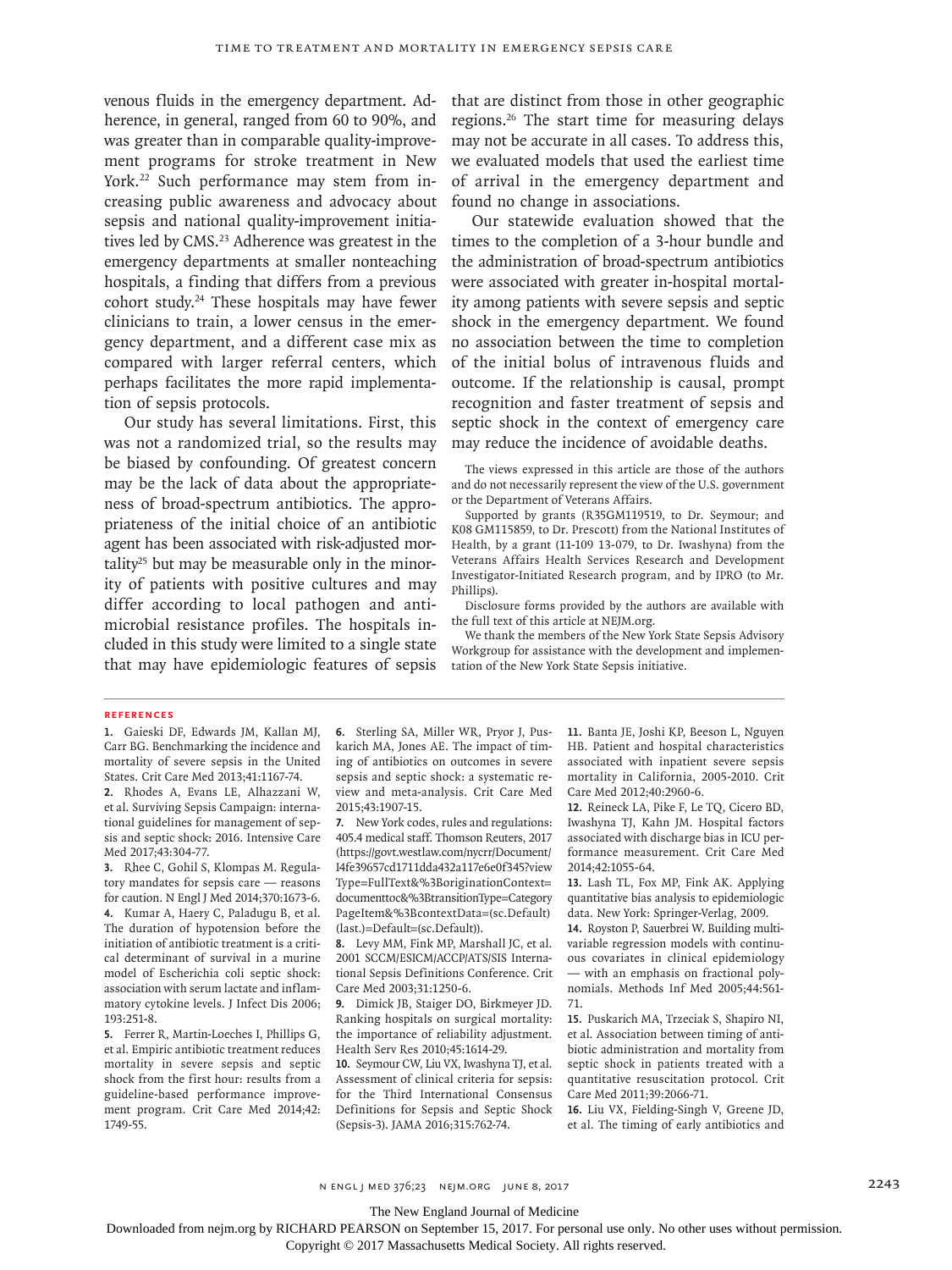venous fluids in the emergency department. Adherence, in general, ranged from 60 to 90%, and was greater than in comparable quality-improvement programs for stroke treatment in New York.[22] Such performance may stem from increasing public awareness and advocacy about sepsis and national quality-improvement initiatives led by CMS.[23] Adherence was greatest in the emergency departments at smaller nonteaching hospitals, a finding that differs from a previous cohort study.[24] These hospitals may have fewer clinicians to train, a lower census in the emergency department, and a different case mix as compared with larger referral centers, which perhaps facilitates the more rapid implementation of sepsis protocols.

Our study has several limitations. First, this was not a randomized trial, so the results may be biased by confounding. Of greatest concern may be the lack of data about the appropriateness of broad-spectrum antibiotics. The appropriateness of the initial choice of an antibiotic agent has been associated with risk-adjusted mortality[25] but may be measurable only in the minority of patients with positive cultures and may differ according to local pathogen and antimicrobial resistance profiles. The hospitals included in this study were limited to a single state that may have epidemiologic features of sepsis that are distinct from those in other geographic regions.[26] The start time for measuring delays may not be accurate in all cases. To address this, we evaluated models that used the earliest time of arrival in the emergency department and found no change in associations.

Our statewide evaluation showed that the times to the completion of a 3-hour bundle and the administration of broad-spectrum antibiotics were associated with greater in-hospital mortality among patients with severe sepsis and septic shock in the emergency department. We found no association between the time to completion of the initial bolus of intravenous fluids and outcome. If the relationship is causal, prompt recognition and faster treatment of sepsis and septic shock in the context of emergency care may reduce the incidence of avoidable deaths.

The views expressed in this article are those of the authors and do not necessarily represent the view of the U.S. government or the Department of Veterans Affairs.

Supported by grants (R35GM119519, to Dr. Seymour; and K08 GM115859, to Dr. Prescott) from the National Institutes of Health, by a grant (11-109 13-079, to Dr. Iwashyna) from the Veterans Affairs Health Services Research and Development Investigator-Initiated Research program, and by IPRO (to Mr. Phillips).

Disclosure forms provided by the authors are available with the full text of this article at NEJM.org.

We thank the members of the New York State Sepsis Advisory Workgroup for assistance with the development and implementation of the New York State Sepsis initiative.

## References

1. Gaieski DF, Edwards JM, Kallan MJ, Carr BG. Benchmarking the incidence and mortality of severe sepsis in the United States. Crit Care Med 2013;41:1167-74.
2. Rhodes A, Evans LE, Alhazzani W, et al. Surviving Sepsis Campaign: international guidelines for management of sepsis and septic shock: 2016. Intensive Care Med 2017;43:304-77.
3. Rhee C, Gohil S, Klompas M. Regulatory mandates for sepsis care — reasons for caution. N Engl J Med 2014;370:1673-6.
4. Kumar A, Haery C, Paladugu B, et al. The duration of hypotension before the initiation of antibiotic treatment is a critical determinant of survival in a murine model of Escherichia coli septic shock: association with serum lactate and inflammatory cytokine levels. J Infect Dis 2006;193:251-8.
5. Ferrer R, Martin-Loeches I, Phillips G, et al. Empiric antibiotic treatment reduces mortality in severe sepsis and septic shock from the first hour: results from a guideline-based performance improvement program. Crit Care Med 2014;42:1749-55.
6. Sterling SA, Miller WR, Pryor J, Puskarich MA, Jones AE. The impact of timing of antibiotics on outcomes in severe sepsis and septic shock: a systematic review and meta-analysis. Crit Care Med 2015;43:1907-15.
7. New York codes, rules and regulations: 405.4 medical staff. Thomson Reuters, 2017 (https://govt.westlaw.com/nycrr/Document/I4fe39657cd1711dda432a117e6e0f345?viewType=FullText&%3BoriginationContext=documenttoc&%3BtransitionType=CategoryPageItem&%3BcontextData=(sc.Default)(last.)=Default=(sc.Default)).
8. Levy MM, Fink MP, Marshall JC, et al. 2001 SCCM/ESICM/ACCP/ATS/SIS International Sepsis Definitions Conference. Crit Care Med 2003;31:1250-6.
9. Dimick JB, Staiger DO, Birkmeyer JD. Ranking hospitals on surgical mortality: the importance of reliability adjustment. Health Serv Res 2010;45:1614-29.
10. Seymour CW, Liu VX, Iwashyna TJ, et al. Assessment of clinical criteria for sepsis: for the Third International Consensus Definitions for Sepsis and Septic Shock (Sepsis-3). JAMA 2016;315:762-74.
11. Banta JE, Joshi KP, Beeson L, Nguyen HB. Patient and hospital characteristics associated with inpatient severe sepsis mortality in California, 2005-2010. Crit Care Med 2012;40:2960-6.
12. Reineck LA, Pike F, Le TQ, Cicero BD, Iwashyna TJ, Kahn JM. Hospital factors associated with discharge bias in ICU performance measurement. Crit Care Med 2014;42:1055-64.
13. Lash TL, Fox MP, Fink AK. Applying quantitative bias analysis to epidemiologic data. New York: Springer-Verlag, 2009.
14. Royston P, Sauerbrei W. Building multivariable regression models with continuous covariates in clinical epidemiology — with an emphasis on fractional polynomials. Methods Inf Med 2005;44:561-71.
15. Puskarich MA, Trzeciak S, Shapiro NI, et al. Association between timing of antibiotic administration and mortality from septic shock in patients treated with a quantitative resuscitation protocol. Crit Care Med 2011;39:2066-71.
16. Liu VX, Fielding-Singh V, Greene JD, et al. The timing of early antibiotics and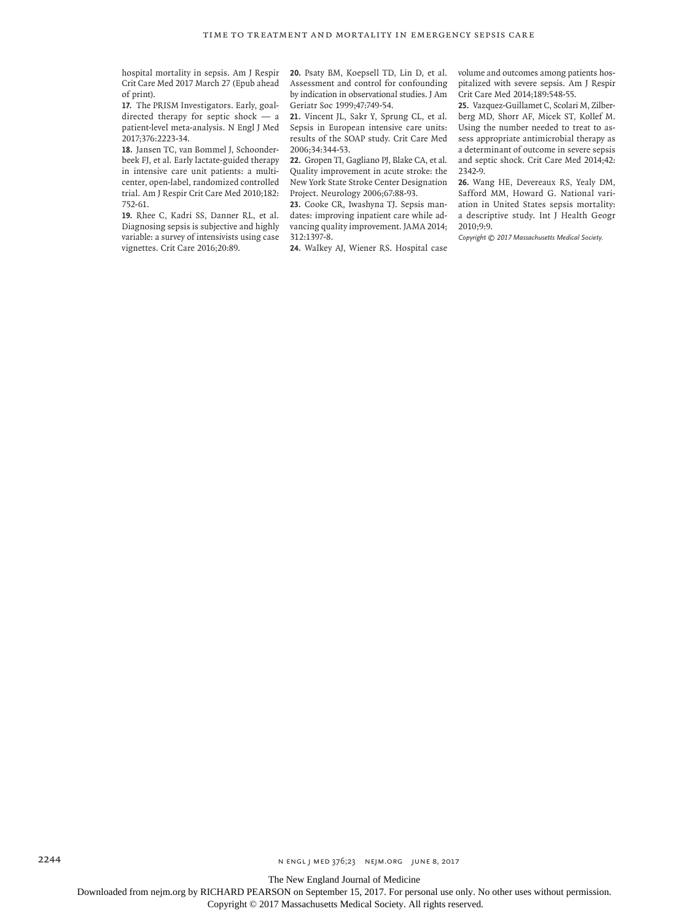hospital mortality in sepsis. Am J Respir Crit Care Med 2017 March 27 (Epub ahead of print).

**17.** The PRISM Investigators. Early, goal-directed therapy for septic shock — a patient-level meta-analysis. N Engl J Med 2017;376:2223-34.

**18.** Jansen TC, van Bommel J, Schoonderbeek FJ, et al. Early lactate-guided therapy in intensive care unit patients: a multicenter, open-label, randomized controlled trial. Am J Respir Crit Care Med 2010;182:752-61.

**19.** Rhee C, Kadri SS, Danner RL, et al. Diagnosing sepsis is subjective and highly variable: a survey of intensivists using case vignettes. Crit Care 2016;20:89.

**20.** Psaty BM, Koepsell TD, Lin D, et al. Assessment and control for confounding by indication in observational studies. J Am Geriatr Soc 1999;47:749-54.

**21.** Vincent JL, Sakr Y, Sprung CL, et al. Sepsis in European intensive care units: results of the SOAP study. Crit Care Med 2006;34:344-53.

**22.** Gropen TI, Gagliano PJ, Blake CA, et al. Quality improvement in acute stroke: the New York State Stroke Center Designation Project. Neurology 2006;67:88-93.

**23.** Cooke CR, Iwashyna TJ. Sepsis mandates: improving inpatient care while advancing quality improvement. JAMA 2014;312:1397-8.

**24.** Walkey AJ, Wiener RS. Hospital case volume and outcomes among patients hospitalized with severe sepsis. Am J Respir Crit Care Med 2014;189:548-55.

**25.** Vazquez-Guillamet C, Scolari M, Zilberberg MD, Shorr AF, Micek ST, Kollef M. Using the number needed to treat to assess appropriate antimicrobial therapy as a determinant of outcome in severe sepsis and septic shock. Crit Care Med 2014;42:2342-9.

**26.** Wang HE, Devereaux RS, Yealy DM, Safford MM, Howard G. National variation in United States sepsis mortality: a descriptive study. Int J Health Geogr 2010;9:9.

*Copyright © 2017 Massachusetts Medical Society.*